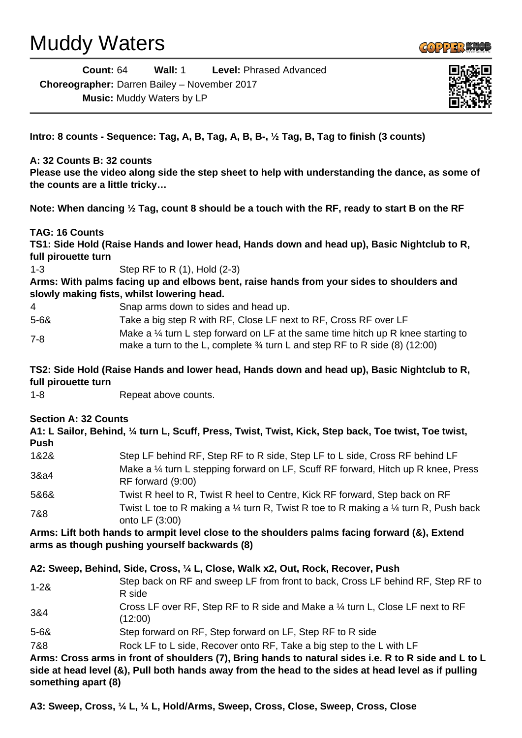# Muddy Waters

**Count:** 64 **Wall:** 1 **Level:** Phrased Advanced

**Choreographer:** Darren Bailey – November 2017

**Music:** Muddy Waters by LP

**Intro: 8 counts - Sequence: Tag, A, B, Tag, A, B, B-, ½ Tag, B, Tag to finish (3 counts)**

**A: 32 Counts B: 32 counts**

**Please use the video along side the step sheet to help with understanding the dance, as some of the counts are a little tricky…**

**Note: When dancing ½ Tag, count 8 should be a touch with the RF, ready to start B on the RF**

**TAG: 16 Counts**

**TS1: Side Hold (Raise Hands and lower head, Hands down and head up), Basic Nightclub to R, full pirouette turn**

| | |
|---|---|
| 1-3 | Step RF to R (1), Hold (2-3) |

**Arms: With palms facing up and elbows bent, raise hands from your sides to shoulders and slowly making fists, whilst lowering head.**

| | |
|---|---|
| 4 | Snap arms down to sides and head up. |
| 5-6& | Take a big step R with RF, Close LF next to RF, Cross RF over LF |
| 7-8 | Make a ¼ turn L step forward on LF at the same time hitch up R knee starting to make a turn to the L, complete ¾ turn L and step RF to R side (8) (12:00) |

**TS2: Side Hold (Raise Hands and lower head, Hands down and head up), Basic Nightclub to R, full pirouette turn**

| | |
|---|---|
| 1-8 | Repeat above counts. |

**Section A: 32 Counts**

**A1: L Sailor, Behind, ¼ turn L, Scuff, Press, Twist, Twist, Kick, Step back, Toe twist, Toe twist, Push**

| | |
|---|---|
| 1&2& | Step LF behind RF, Step RF to R side, Step LF to L side, Cross RF behind LF |
| 3&a4 | Make a ¼ turn L stepping forward on LF, Scuff RF forward, Hitch up R knee, Press RF forward (9:00) |
| 5&6& | Twist R heel to R, Twist R heel to Centre, Kick RF forward, Step back on RF |
| 7&8 | Twist L toe to R making a ¼ turn R, Twist R toe to R making a ¼ turn R, Push back onto LF (3:00) |

**Arms: Lift both hands to armpit level close to the shoulders palms facing forward (&), Extend arms as though pushing yourself backwards (8)**

**A2: Sweep, Behind, Side, Cross, ¼ L, Close, Walk x2, Out, Rock, Recover, Push**

| | |
|---|---|
| 1-2& | Step back on RF and sweep LF from front to back, Cross LF behind RF, Step RF to R side |
| 3&4 | Cross LF over RF, Step RF to R side and Make a ¼ turn L, Close LF next to RF (12:00) |
| 5-6& | Step forward on RF, Step forward on LF, Step RF to R side |
| 7&8 | Rock LF to L side, Recover onto RF, Take a big step to the L with LF |

**Arms: Cross arms in front of shoulders (7), Bring hands to natural sides i.e. R to R side and L to L side at head level (&), Pull both hands away from the head to the sides at head level as if pulling something apart (8)**

**A3: Sweep, Cross, ¼ L, ¼ L, Hold/Arms, Sweep, Cross, Close, Sweep, Cross, Close**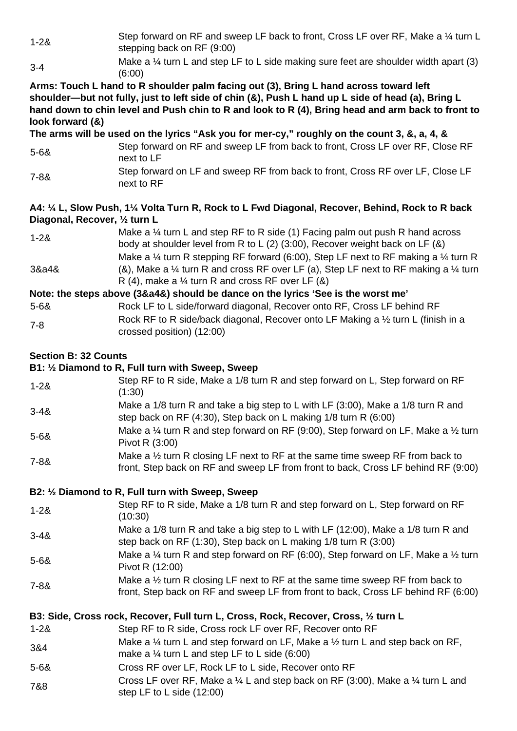| | |
|---|---|
| 1-2& | Step forward on RF and sweep LF back to front, Cross LF over RF, Make a ¼ turn L stepping back on RF (9:00) |
| 3-4 | Make a ¼ turn L and step LF to L side making sure feet are shoulder width apart (3) (6:00) |

**Arms: Touch L hand to R shoulder palm facing out (3), Bring L hand across toward left shoulder—but not fully, just to left side of chin (&), Push L hand up L side of head (a), Bring L hand down to chin level and Push chin to R and look to R (4), Bring head and arm back to front to look forward (&)**

**The arms will be used on the lyrics "Ask you for mer-cy," roughly on the count 3, &, a, 4, &**

| | |
|---|---|
| 5-6& | Step forward on RF and sweep LF from back to front, Cross LF over RF, Close RF next to LF |
| 7-8& | Step forward on LF and sweep RF from back to front, Cross RF over LF, Close LF next to RF |

**A4: ¼ L, Slow Push, 1¼ Volta Turn R, Rock to L Fwd Diagonal, Recover, Behind, Rock to R back Diagonal, Recover, ½ turn L**

| | |
|---|---|
| 1-2& | Make a ¼ turn L and step RF to R side (1) Facing palm out push R hand across body at shoulder level from R to L (2) (3:00), Recover weight back on LF (&) |
| 3&a4& | Make a ¼ turn R stepping RF forward (6:00), Step LF next to RF making a ¼ turn R (&), Make a ¼ turn R and cross RF over LF (a), Step LF next to RF making a ¼ turn R (4), make a ¼ turn R and cross RF over LF (&) |

**Note: the steps above (3&a4&) should be dance on the lyrics 'See is the worst me'**

| | |
|---|---|
| 5-6& | Rock LF to L side/forward diagonal, Recover onto RF, Cross LF behind RF |
| 7-8 | Rock RF to R side/back diagonal, Recover onto LF Making a ½ turn L (finish in a crossed position) (12:00) |

**Section B: 32 Counts**

**B1: ½ Diamond to R, Full turn with Sweep, Sweep**

| | |
|---|---|
| 1-2& | Step RF to R side, Make a 1/8 turn R and step forward on L, Step forward on RF (1:30) |
| 3-4& | Make a 1/8 turn R and take a big step to L with LF (3:00), Make a 1/8 turn R and step back on RF (4:30), Step back on L making 1/8 turn R (6:00) |
| 5-6& | Make a ¼ turn R and step forward on RF (9:00), Step forward on LF, Make a ½ turn Pivot R (3:00) |
| 7-8& | Make a ½ turn R closing LF next to RF at the same time sweep RF from back to front, Step back on RF and sweep LF from front to back, Cross LF behind RF (9:00) |

**B2: ½ Diamond to R, Full turn with Sweep, Sweep**

| | |
|---|---|
| 1-2& | Step RF to R side, Make a 1/8 turn R and step forward on L, Step forward on RF (10:30) |
| 3-4& | Make a 1/8 turn R and take a big step to L with LF (12:00), Make a 1/8 turn R and step back on RF (1:30), Step back on L making 1/8 turn R (3:00) |
| 5-6& | Make a ¼ turn R and step forward on RF (6:00), Step forward on LF, Make a ½ turn Pivot R (12:00) |
| 7-8& | Make a ½ turn R closing LF next to RF at the same time sweep RF from back to front, Step back on RF and sweep LF from front to back, Cross LF behind RF (6:00) |

**B3: Side, Cross rock, Recover, Full turn L, Cross, Rock, Recover, Cross, ½ turn L**

| | |
|---|---|
| 1-2& | Step RF to R side, Cross rock LF over RF, Recover onto RF |
| 3&4 | Make a ¼ turn L and step forward on LF, Make a ½ turn L and step back on RF, make a ¼ turn L and step LF to L side (6:00) |
| 5-6& | Cross RF over LF, Rock LF to L side, Recover onto RF |
| 7&8 | Cross LF over RF, Make a ¼ L and step back on RF (3:00), Make a ¼ turn L and step LF to L side (12:00) |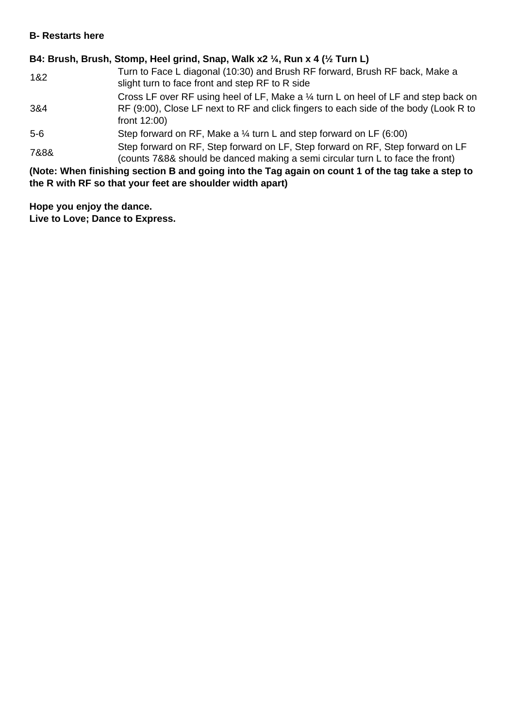**B- Restarts here**

**B4: Brush, Brush, Stomp, Heel grind, Snap, Walk x2 ¼, Run x 4 (½ Turn L)**

| | |
|---|---|
| 1&2 | Turn to Face L diagonal (10:30) and Brush RF forward, Brush RF back, Make a slight turn to face front and step RF to R side |
| 3&4 | Cross LF over RF using heel of LF, Make a ¼ turn L on heel of LF and step back on RF (9:00), Close LF next to RF and click fingers to each side of the body (Look R to front 12:00) |
| 5-6 | Step forward on RF, Make a ¼ turn L and step forward on LF (6:00) |
| 7&8& | Step forward on RF, Step forward on LF, Step forward on RF, Step forward on LF (counts 7&8& should be danced making a semi circular turn L to face the front) |

**(Note: When finishing section B and going into the Tag again on count 1 of the tag take a step to the R with RF so that your feet are shoulder width apart)**

**Hope you enjoy the dance.**
**Live to Love; Dance to Express.**